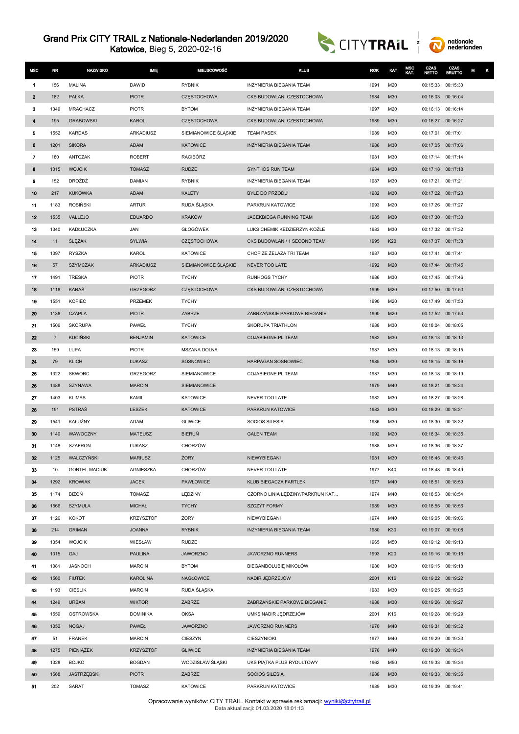# Grand Prix CITY TRAIL z Nationale-Nederlanden 2019/2020

**Katowice**, Bieg 5, 2020-02-16

| MSC | NR | NAZWISKO | IMIĘ | MIEJSCOWOŚĆ | KLUB | ROK | KAT | MSC KAT. | CZAS NETTO | CZAS BRUTTO | M | K |
|---|---|---|---|---|---|---|---|---|---|---|---|---|
| 1 | 156 | MALINA | DAWID | RYBNIK | INŻYNIERIA BIEGANIA TEAM | 1991 | M20 | | 00:15:33 | 00:15:33 | | |
| 2 | 182 | PAŁKA | PIOTR | CZĘSTOCHOWA | CKS BUDOWLANI CZĘSTOCHOWA | 1984 | M30 | | 00:16:03 | 00:16:04 | | |
| 3 | 1349 | MRACHACZ | PIOTR | BYTOM | INŻYNIERIA BIEGANIA TEAM | 1997 | M20 | | 00:16:13 | 00:16:14 | | |
| 4 | 195 | GRABOWSKI | KAROL | CZĘSTOCHOWA | CKS BUDOWLANI CZĘSTOCHOWA | 1989 | M30 | | 00:16:27 | 00:16:27 | | |
| 5 | 1552 | KARDAS | ARKADIUSZ | SIEMIANOWICE ŚLĄSKIE | TEAM PASEK | 1989 | M30 | | 00:17:01 | 00:17:01 | | |
| 6 | 1201 | SIKORA | ADAM | KATOWICE | INŻYNIERIA BIEGANIA TEAM | 1986 | M30 | | 00:17:05 | 00:17:06 | | |
| 7 | 180 | ANTCZAK | ROBERT | RACIBÓRZ | | 1981 | M30 | | 00:17:14 | 00:17:14 | | |
| 8 | 1315 | WÓJCIK | TOMASZ | RUDZE | SYNTHOS RUN TEAM | 1984 | M30 | | 00:17:18 | 00:17:18 | | |
| 9 | 152 | DROŻDŻ | DAMIAN | RYBNIK | INŻYNIERIA BIEGANIA TEAM | 1987 | M30 | | 00:17:21 | 00:17:21 | | |
| 10 | 217 | KUKOWKA | ADAM | KALETY | BYLE DO PRZODU | 1982 | M30 | | 00:17:22 | 00:17:23 | | |
| 11 | 1183 | ROSIŃSKI | ARTUR | RUDA ŚLĄSKA | PARKRUN KATOWICE | 1993 | M20 | | 00:17:26 | 00:17:27 | | |
| 12 | 1535 | VALLEJO | EDUARDO | KRAKÓW | JACEKBIEGA RUNNING TEAM | 1985 | M30 | | 00:17:30 | 00:17:30 | | |
| 13 | 1340 | KADŁUCZKA | JAN | GŁOGÓWEK | LUKS CHEMIK KEDZIERZYN-KOŹLE | 1983 | M30 | | 00:17:32 | 00:17:32 | | |
| 14 | 11 | ŚLĘZAK | SYLWIA | CZĘSTOCHOWA | CKS BUDOWLANI/ 1 SECOND TEAM | 1995 | K20 | | 00:17:37 | 00:17:38 | | |
| 15 | 1097 | RYSZKA | KAROL | KATOWICE | CHOP ZE ŻELAZA TRI TEAM | 1987 | M30 | | 00:17:41 | 00:17:41 | | |
| 16 | 57 | SZYMCZAK | ARKADIUSZ | SIEMIANOWICE ŚLĄSKIE | NEVER TOO LATE | 1992 | M20 | | 00:17:44 | 00:17:45 | | |
| 17 | 1491 | TRESKA | PIOTR | TYCHY | RUNHOGS TYCHY | 1986 | M30 | | 00:17:45 | 00:17:46 | | |
| 18 | 1116 | KARAŚ | GRZEGORZ | CZĘSTOCHOWA | CKS BUDOWLANI CZĘSTOCHOWA | 1999 | M20 | | 00:17:50 | 00:17:50 | | |
| 19 | 1551 | KOPIEC | PRZEMEK | TYCHY | | 1990 | M20 | | 00:17:49 | 00:17:50 | | |
| 20 | 1136 | CZAPLA | PIOTR | ZABRZE | ZABRZAŃSKIE PARKOWE BIEGANIE | 1990 | M20 | | 00:17:52 | 00:17:53 | | |
| 21 | 1506 | SKORUPA | PAWEŁ | TYCHY | SKORUPA TRIATHLON | 1988 | M30 | | 00:18:04 | 00:18:05 | | |
| 22 | 7 | KUCIŃSKI | BENJAMIN | KATOWICE | COJABIEGNE.PL TEAM | 1982 | M30 | | 00:18:13 | 00:18:13 | | |
| 23 | 159 | LUPA | PIOTR | MSZANA DOLNA | | 1987 | M30 | | 00:18:13 | 00:18:15 | | |
| 24 | 79 | KLICH | ŁUKASZ | SOSNOWIEC | HARPAGAN SOSNOWIEC | 1985 | M30 | | 00:18:15 | 00:18:16 | | |
| 25 | 1322 | SKWORC | GRZEGORZ | SIEMIANOWICE | COJABIEGNE.PL TEAM | 1987 | M30 | | 00:18:18 | 00:18:19 | | |
| 26 | 1488 | SZYNAWA | MARCIN | SIEMIANOWICE | | 1979 | M40 | | 00:18:21 | 00:18:24 | | |
| 27 | 1403 | KLIMAS | KAMIL | KATOWICE | NEVER TOO LATE | 1982 | M30 | | 00:18:27 | 00:18:28 | | |
| 28 | 191 | PSTRAŚ | LESZEK | KATOWICE | PARKRUN KATOWICE | 1983 | M30 | | 00:18:29 | 00:18:31 | | |
| 29 | 1541 | KAŁUŻNY | ADAM | GLIWICE | SOCIOS SILESIA | 1986 | M30 | | 00:18:30 | 00:18:32 | | |
| 30 | 1140 | WAWOCZNY | MATEUSZ | BIERUŃ | GALEN TEAM | 1992 | M20 | | 00:18:34 | 00:18:35 | | |
| 31 | 1148 | SZAFRON | ŁUKASZ | CHORZÓW | | 1988 | M30 | | 00:18:36 | 00:18:37 | | |
| 32 | 1125 | WALCZYŃSKI | MARIUSZ | ŻORY | NIEWYBIEGANI | 1981 | M30 | | 00:18:45 | 00:18:45 | | |
| 33 | 10 | GORTEL-MACIUK | AGNIESZKA | CHORZÓW | NEVER TOO LATE | 1977 | K40 | | 00:18:48 | 00:18:49 | | |
| 34 | 1292 | KROWIAK | JACEK | PAWŁOWICE | KLUB BIEGACZA FARTLEK | 1977 | M40 | | 00:18:51 | 00:18:53 | | |
| 35 | 1174 | BIZOŃ | TOMASZ | LĘDZINY | CZORNO LINIA LĘDZINY/PARKRUN KAT... | 1974 | M40 | | 00:18:53 | 00:18:54 | | |
| 36 | 1566 | SZYMULA | MICHAŁ | TYCHY | SZCZYT FORMY | 1989 | M30 | | 00:18:55 | 00:18:56 | | |
| 37 | 1126 | KOKOT | KRZYSZTOF | ŻORY | NIEWYBIEGANI | 1974 | M40 | | 00:19:05 | 00:19:06 | | |
| 38 | 214 | GRIMAN | JOANNA | RYBNIK | INŻYNIERIA BIEGANIA TEAM | 1980 | K30 | | 00:19:07 | 00:19:08 | | |
| 39 | 1354 | WÓJCIK | WIESŁAW | RUDZE | | 1965 | M50 | | 00:19:12 | 00:19:13 | | |
| 40 | 1015 | GAJ | PAULINA | JAWORZNO | JAWORZNO RUNNERS | 1993 | K20 | | 00:19:16 | 00:19:16 | | |
| 41 | 1081 | JASNOCH | MARCIN | BYTOM | BIEGAMBOLUBIĘ MIKOŁÓW | 1980 | M30 | | 00:19:15 | 00:19:18 | | |
| 42 | 1560 | FIUTEK | KAROLINA | NAGŁOWICE | NADIR JĘDRZEJÓW | 2001 | K16 | | 00:19:22 | 00:19:22 | | |
| 43 | 1193 | CIEŚLIK | MARCIN | RUDA ŚLĄSKA | | 1983 | M30 | | 00:19:25 | 00:19:25 | | |
| 44 | 1249 | URBAN | WIKTOR | ZABRZE | ZABRZAŃSKIE PARKOWE BIEGANIE | 1988 | M30 | | 00:19:26 | 00:19:27 | | |
| 45 | 1559 | OSTROWSKA | DOMINIKA | OKSA | UMKS NADIR JĘDRZEJÓW | 2001 | K16 | | 00:19:28 | 00:19:29 | | |
| 46 | 1052 | NOGAJ | PAWEŁ | JAWORZNO | JAWORZNO RUNNERS | 1970 | M40 | | 00:19:31 | 00:19:32 | | |
| 47 | 51 | FRANEK | MARCIN | CIESZYN | CIESZYNIOKI | 1977 | M40 | | 00:19:29 | 00:19:33 | | |
| 48 | 1275 | PIENIĄŻEK | KRZYSZTOF | GLIWICE | INŻYNIERIA BIEGANIA TEAM | 1976 | M40 | | 00:19:30 | 00:19:34 | | |
| 49 | 1328 | BOJKO | BOGDAN | WODZISŁAW ŚLĄSKI | UKS PIĄTKA PLUS RYDUŁTOWY | 1962 | M50 | | 00:19:33 | 00:19:34 | | |
| 50 | 1568 | JASTRZĘBSKI | PIOTR | ZABRZE | SOCIOS SILESIA | 1988 | M30 | | 00:19:33 | 00:19:35 | | |
| 51 | 202 | SARAT | TOMASZ | KATOWICE | PARKRUN KATOWICE | 1989 | M30 | | 00:19:39 | 00:19:41 | | |

Opracowanie wyników: CITY TRAIL. Kontakt w sprawie reklamacji: wyniki@citytrail.pl
Data aktualizacji: 01.03.2020 18:01:13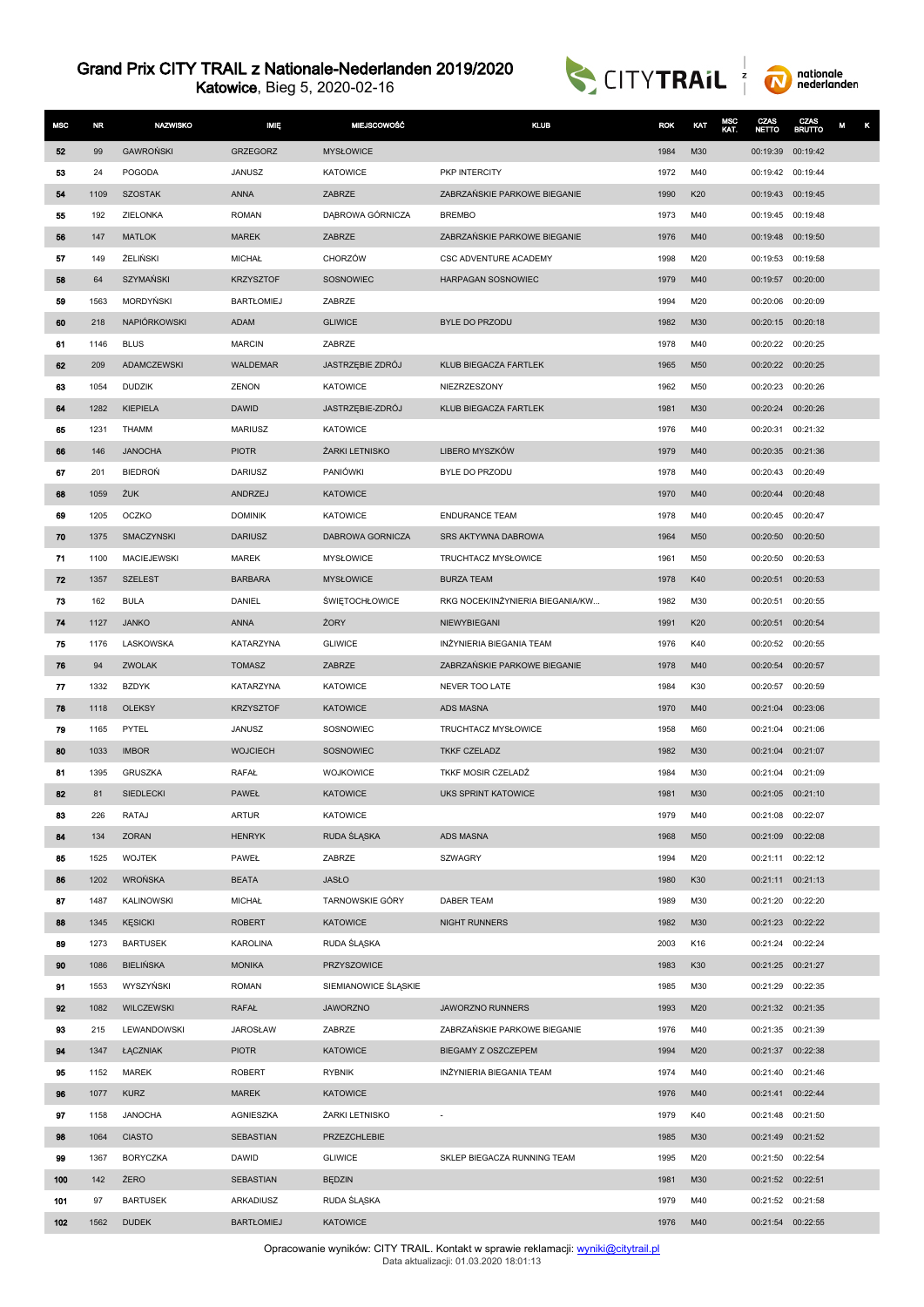# Grand Prix CITY TRAIL z Nationale-Nederlanden 2019/2020

**Katowice**, Bieg 5, 2020-02-16

| MSC | NR | NAZWISKO | IMIĘ | MIEJSCOWOŚĆ | KLUB | ROK | KAT | MSC KAT. | CZAS NETTO | CZAS BRUTTO | M | K |
|---|---|---|---|---|---|---|---|---|---|---|---|---|
| 52 | 99 | GAWROŃSKI | GRZEGORZ | MYSŁOWICE | | 1984 | M30 | | 00:19:39 | 00:19:42 | | |
| 53 | 24 | POGODA | JANUSZ | KATOWICE | PKP INTERCITY | 1972 | M40 | | 00:19:42 | 00:19:44 | | |
| 54 | 1109 | SZOSTAK | ANNA | ZABRZE | ZABRZAŃSKIE PARKOWE BIEGANIE | 1990 | K20 | | 00:19:43 | 00:19:45 | | |
| 55 | 192 | ZIELONKA | ROMAN | DĄBROWA GÓRNICZA | BREMBO | 1973 | M40 | | 00:19:45 | 00:19:48 | | |
| 56 | 147 | MATLOK | MAREK | ZABRZE | ZABRZAŃSKIE PARKOWE BIEGANIE | 1976 | M40 | | 00:19:48 | 00:19:50 | | |
| 57 | 149 | ŻELIŃSKI | MICHAŁ | CHORZÓW | CSC ADVENTURE ACADEMY | 1998 | M20 | | 00:19:53 | 00:19:58 | | |
| 58 | 64 | SZYMAŃSKI | KRZYSZTOF | SOSNOWIEC | HARPAGAN SOSNOWIEC | 1979 | M40 | | 00:19:57 | 00:20:00 | | |
| 59 | 1563 | MORDYŃSKI | BARTŁOMIEJ | ZABRZE | | 1994 | M20 | | 00:20:06 | 00:20:09 | | |
| 60 | 218 | NAPIÓRKOWSKI | ADAM | GLIWICE | BYLE DO PRZODU | 1982 | M30 | | 00:20:15 | 00:20:18 | | |
| 61 | 1146 | BLUS | MARCIN | ZABRZE | | 1978 | M40 | | 00:20:22 | 00:20:25 | | |
| 62 | 209 | ADAMCZEWSKI | WALDEMAR | JASTRZĘBIE ZDRÓJ | KLUB BIEGACZA FARTLEK | 1965 | M50 | | 00:20:22 | 00:20:25 | | |
| 63 | 1054 | DUDZIK | ZENON | KATOWICE | NIEZRZESZONY | 1962 | M50 | | 00:20:23 | 00:20:26 | | |
| 64 | 1282 | KIEPIELA | DAWID | JASTRZĘBIE-ZDRÓJ | KLUB BIEGACZA FARTLEK | 1981 | M30 | | 00:20:24 | 00:20:26 | | |
| 65 | 1231 | THAMM | MARIUSZ | KATOWICE | | 1976 | M40 | | 00:20:31 | 00:21:32 | | |
| 66 | 146 | JANOCHA | PIOTR | ŻARKI LETNISKO | LIBERO MYSZKÓW | 1979 | M40 | | 00:20:35 | 00:21:36 | | |
| 67 | 201 | BIEDROŃ | DARIUSZ | PANIÓWKI | BYLE DO PRZODU | 1978 | M40 | | 00:20:43 | 00:20:49 | | |
| 68 | 1059 | ŻUK | ANDRZEJ | KATOWICE | | 1970 | M40 | | 00:20:44 | 00:20:48 | | |
| 69 | 1205 | OCZKO | DOMINIK | KATOWICE | ENDURANCE TEAM | 1978 | M40 | | 00:20:45 | 00:20:47 | | |
| 70 | 1375 | SMACZYNSKI | DARIUSZ | DABROWA GORNICZA | SRS AKTYWNA DABROWA | 1964 | M50 | | 00:20:50 | 00:20:50 | | |
| 71 | 1100 | MACIEJEWSKI | MAREK | MYSŁOWICE | TRUCHTACZ MYSŁOWICE | 1961 | M50 | | 00:20:50 | 00:20:53 | | |
| 72 | 1357 | SZELEST | BARBARA | MYSŁOWICE | BURZA TEAM | 1978 | K40 | | 00:20:51 | 00:20:53 | | |
| 73 | 162 | BULA | DANIEL | ŚWIĘTOCHŁOWICE | RKG NOCEK/INŻYNIERIA BIEGANIA/KW... | 1982 | M30 | | 00:20:51 | 00:20:55 | | |
| 74 | 1127 | JANKO | ANNA | ŻORY | NIEWYBIEGANI | 1991 | K20 | | 00:20:51 | 00:20:54 | | |
| 75 | 1176 | LASKOWSKA | KATARZYNA | GLIWICE | INŻYNIERIA BIEGANIA TEAM | 1976 | K40 | | 00:20:52 | 00:20:55 | | |
| 76 | 94 | ZWOLAK | TOMASZ | ZABRZE | ZABRZAŃSKIE PARKOWE BIEGANIE | 1978 | M40 | | 00:20:54 | 00:20:57 | | |
| 77 | 1332 | BZDYK | KATARZYNA | KATOWICE | NEVER TOO LATE | 1984 | K30 | | 00:20:57 | 00:20:59 | | |
| 78 | 1118 | OLEKSY | KRZYSZTOF | KATOWICE | ADS MASNA | 1970 | M40 | | 00:21:04 | 00:23:06 | | |
| 79 | 1165 | PYTEL | JANUSZ | SOSNOWIEC | TRUCHTACZ MYSŁOWICE | 1958 | M60 | | 00:21:04 | 00:21:06 | | |
| 80 | 1033 | IMBOR | WOJCIECH | SOSNOWIEC | TKKF CZELADZ | 1982 | M30 | | 00:21:04 | 00:21:07 | | |
| 81 | 1395 | GRUSZKA | RAFAŁ | WOJKOWICE | TKKF MOSIR CZELADŹ | 1984 | M30 | | 00:21:04 | 00:21:09 | | |
| 82 | 81 | SIEDLECKI | PAWEŁ | KATOWICE | UKS SPRINT KATOWICE | 1981 | M30 | | 00:21:05 | 00:21:10 | | |
| 83 | 226 | RATAJ | ARTUR | KATOWICE | | 1979 | M40 | | 00:21:08 | 00:22:07 | | |
| 84 | 134 | ZORAN | HENRYK | RUDA ŚLĄSKA | ADS MASNA | 1968 | M50 | | 00:21:09 | 00:22:08 | | |
| 85 | 1525 | WOJTEK | PAWEŁ | ZABRZE | SZWAGRY | 1994 | M20 | | 00:21:11 | 00:22:12 | | |
| 86 | 1202 | WROŃSKA | BEATA | JASŁO | | 1980 | K30 | | 00:21:11 | 00:21:13 | | |
| 87 | 1487 | KALINOWSKI | MICHAŁ | TARNOWSKIE GÓRY | DABER TEAM | 1989 | M30 | | 00:21:20 | 00:22:20 | | |
| 88 | 1345 | KĘSICKI | ROBERT | KATOWICE | NIGHT RUNNERS | 1982 | M30 | | 00:21:23 | 00:22:22 | | |
| 89 | 1273 | BARTUSEK | KAROLINA | RUDA ŚLĄSKA | | 2003 | K16 | | 00:21:24 | 00:22:24 | | |
| 90 | 1086 | BIELIŃSKA | MONIKA | PRZYSZOWICE | | 1983 | K30 | | 00:21:25 | 00:21:27 | | |
| 91 | 1553 | WYSZYŃSKI | ROMAN | SIEMIANOWICE ŚLĄSKIE | | 1985 | M30 | | 00:21:29 | 00:22:35 | | |
| 92 | 1082 | WILCZEWSKI | RAFAŁ | JAWORZNO | JAWORZNO RUNNERS | 1993 | M20 | | 00:21:32 | 00:21:35 | | |
| 93 | 215 | LEWANDOWSKI | JAROSŁAW | ZABRZE | ZABRZAŃSKIE PARKOWE BIEGANIE | 1976 | M40 | | 00:21:35 | 00:21:39 | | |
| 94 | 1347 | ŁĄCZNIAK | PIOTR | KATOWICE | BIEGAMY Z OSZCZEPEM | 1994 | M20 | | 00:21:37 | 00:22:38 | | |
| 95 | 1152 | MAREK | ROBERT | RYBNIK | INŻYNIERIA BIEGANIA TEAM | 1974 | M40 | | 00:21:40 | 00:21:46 | | |
| 96 | 1077 | KURZ | MAREK | KATOWICE | | 1976 | M40 | | 00:21:41 | 00:22:44 | | |
| 97 | 1158 | JANOCHA | AGNIESZKA | ŻARKI LETNISKO | - | 1979 | K40 | | 00:21:48 | 00:21:50 | | |
| 98 | 1064 | CIASTO | SEBASTIAN | PRZEZCHLEBIE | | 1985 | M30 | | 00:21:49 | 00:21:52 | | |
| 99 | 1367 | BORYCZKA | DAWID | GLIWICE | SKLEP BIEGACZA RUNNING TEAM | 1995 | M20 | | 00:21:50 | 00:22:54 | | |
| 100 | 142 | ŻERO | SEBASTIAN | BĘDZIN | | 1981 | M30 | | 00:21:52 | 00:22:51 | | |
| 101 | 97 | BARTUSEK | ARKADIUSZ | RUDA ŚLĄSKA | | 1979 | M40 | | 00:21:52 | 00:21:58 | | |
| 102 | 1562 | DUDEK | BARTŁOMIEJ | KATOWICE | | 1976 | M40 | | 00:21:54 | 00:22:55 | | |

Opracowanie wyników: CITY TRAIL. Kontakt w sprawie reklamacji: wyniki@citytrail.pl
Data aktualizacji: 01.03.2020 18:01:13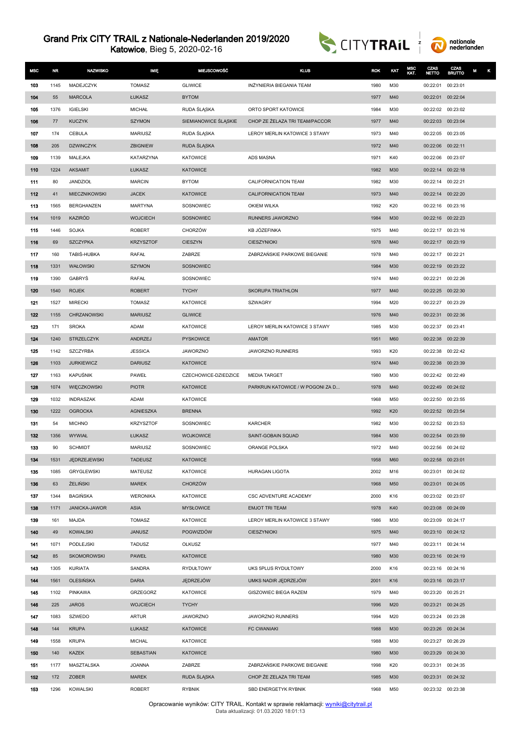# Grand Prix CITY TRAIL z Nationale-Nederlanden 2019/2020

Katowice, Bieg 5, 2020-02-16

| MSC | NR | NAZWISKO | IMIĘ | MIEJSCOWOŚĆ | KLUB | ROK | KAT | MSC KAT. | CZAS NETTO | CZAS BRUTTO | M | K |
|---|---|---|---|---|---|---|---|---|---|---|---|---|
| 103 | 1145 | MADEJCZYK | TOMASZ | GLIWICE | INŻYNIERIA BIEGANIA TEAM | 1980 | M30 | | 00:22:01 | 00:23:01 | | |
| 104 | 55 | MARCOLA | ŁUKASZ | BYTOM | | 1977 | M40 | | 00:22:01 | 00:22:04 | | |
| 105 | 1376 | IGIELSKI | MICHAŁ | RUDA ŚLĄSKA | ORTO SPORT KATOWICE | 1984 | M30 | | 00:22:02 | 00:23:02 | | |
| 106 | 77 | KUCZYK | SZYMON | SIEMIANOWICE ŚLĄSKIE | CHOP ZE ŻELAZA TRI TEAM/PACCOR | 1977 | M40 | | 00:22:03 | 00:23:04 | | |
| 107 | 174 | CEBULA | MARIUSZ | RUDA ŚLĄSKA | LEROY MERLIN KATOWICE 3 STAWY | 1973 | M40 | | 00:22:05 | 00:23:05 | | |
| 108 | 205 | DZWINCZYK | ZBIGNIEW | RUDA ŚLĄSKA | | 1972 | M40 | | 00:22:06 | 00:22:11 | | |
| 109 | 1139 | MALEJKA | KATARZYNA | KATOWICE | ADS MASNA | 1971 | K40 | | 00:22:06 | 00:23:07 | | |
| 110 | 1224 | AKSAMIT | ŁUKASZ | KATOWICE | | 1982 | M30 | | 00:22:14 | 00:22:18 | | |
| 111 | 80 | JANDZIOŁ | MARCIN | BYTOM | CALIFORNICATION TEAM | 1982 | M30 | | 00:22:14 | 00:22:21 | | |
| 112 | 41 | MIECZNIKOWSKI | JACEK | KATOWICE | CALIFORNICATION TEAM | 1973 | M40 | | 00:22:14 | 00:22:20 | | |
| 113 | 1565 | BERGHANZEN | MARTYNA | SOSNOWIEC | OKIEM WILKA | 1992 | K20 | | 00:22:16 | 00:23:16 | | |
| 114 | 1019 | KAZIRÓD | WOJCIECH | SOSNOWIEC | RUNNERS JAWORZNO | 1984 | M30 | | 00:22:16 | 00:22:23 | | |
| 115 | 1446 | SOJKA | ROBERT | CHORZÓW | KB JÓZEFINKA | 1975 | M40 | | 00:22:17 | 00:23:16 | | |
| 116 | 69 | SZCZYPKA | KRZYSZTOF | CIESZYN | CIESZYNIOKI | 1978 | M40 | | 00:22:17 | 00:23:19 | | |
| 117 | 160 | TABIŚ-HUBKA | RAFAŁ | ZABRZE | ZABRZAŃSKIE PARKOWE BIEGANIE | 1978 | M40 | | 00:22:17 | 00:22:21 | | |
| 118 | 1331 | WAŁOWSKI | SZYMON | SOSNOWIEC | | 1984 | M30 | | 00:22:19 | 00:23:22 | | |
| 119 | 1390 | GABRYŚ | RAFAŁ | SOSNOWIEC | | 1974 | M40 | | 00:22:21 | 00:22:26 | | |
| 120 | 1540 | ROJEK | ROBERT | TYCHY | SKORUPA TRIATHLON | 1977 | M40 | | 00:22:25 | 00:22:30 | | |
| 121 | 1527 | MIRECKI | TOMASZ | KATOWICE | SZWAGRY | 1994 | M20 | | 00:22:27 | 00:23:29 | | |
| 122 | 1155 | CHRZANOWSKI | MARIUSZ | GLIWICE | | 1976 | M40 | | 00:22:31 | 00:22:36 | | |
| 123 | 171 | SROKA | ADAM | KATOWICE | LEROY MERLIN KATOWICE 3 STAWY | 1985 | M30 | | 00:22:37 | 00:23:41 | | |
| 124 | 1240 | STRZELCZYK | ANDRZEJ | PYSKOWICE | AMATOR | 1951 | M60 | | 00:22:38 | 00:22:39 | | |
| 125 | 1142 | SZCZYRBA | JESSICA | JAWORZNO | JAWORZNO RUNNERS | 1993 | K20 | | 00:22:38 | 00:22:42 | | |
| 126 | 1103 | JURKIEWICZ | DARIUSZ | KATOWICE | | 1974 | M40 | | 00:22:38 | 00:23:39 | | |
| 127 | 1163 | KAPUŚNIK | PAWEŁ | CZECHOWICE-DZIEDZICE | MEDIA TARGET | 1980 | M30 | | 00:22:42 | 00:22:49 | | |
| 128 | 1074 | WIĘCZKOWSKI | PIOTR | KATOWICE | PARKRUN KATOWICE / W POGONI ZA D... | 1978 | M40 | | 00:22:49 | 00:24:02 | | |
| 129 | 1032 | INDRASZAK | ADAM | KATOWICE | | 1968 | M50 | | 00:22:50 | 00:23:55 | | |
| 130 | 1222 | OGROCKA | AGNIESZKA | BRENNA | | 1992 | K20 | | 00:22:52 | 00:23:54 | | |
| 131 | 54 | MICHNO | KRZYSZTOF | SOSNOWIEC | KARCHER | 1982 | M30 | | 00:22:52 | 00:23:53 | | |
| 132 | 1356 | WYWIAŁ | ŁUKASZ | WOJKOWICE | SAINT-GOBAIN SQUAD | 1984 | M30 | | 00:22:54 | 00:23:59 | | |
| 133 | 90 | SCHMIDT | MARIUSZ | SOSNOWIEC | ORANGE POLSKA | 1972 | M40 | | 00:22:56 | 00:24:02 | | |
| 134 | 1531 | JĘDRZEJEWSKI | TADEUSZ | KATOWICE | | 1958 | M60 | | 00:22:58 | 00:23:01 | | |
| 135 | 1085 | GRYGLEWSKI | MATEUSZ | KATOWICE | HURAGAN LIGOTA | 2002 | M16 | | 00:23:01 | 00:24:02 | | |
| 136 | 63 | ŻELIŃSKI | MAREK | CHORZÓW | | 1968 | M50 | | 00:23:01 | 00:24:05 | | |
| 137 | 1344 | BAGIŃSKA | WERONIKA | KATOWICE | CSC ADVENTURE ACADEMY | 2000 | K16 | | 00:23:02 | 00:23:07 | | |
| 138 | 1171 | JANICKA-JAWOR | ASIA | MYSŁOWICE | EMJOT TRI TEAM | 1978 | K40 | | 00:23:08 | 00:24:09 | | |
| 139 | 161 | MAJDA | TOMASZ | KATOWICE | LEROY MERLIN KATOWICE 3 STAWY | 1986 | M30 | | 00:23:09 | 00:24:17 | | |
| 140 | 49 | KOWALSKI | JANUSZ | POGWIZDÓW | CIESZYNIOKI | 1975 | M40 | | 00:23:10 | 00:24:12 | | |
| 141 | 1071 | PODLEJSKI | TADUSZ | OLKUSZ | | 1977 | M40 | | 00:23:11 | 00:24:14 | | |
| 142 | 85 | SKOMOROWSKI | PAWEŁ | KATOWICE | | 1980 | M30 | | 00:23:16 | 00:24:19 | | |
| 143 | 1305 | KURIATA | SANDRA | RYDUŁTOWY | UKS 5PLUS RYDUŁTOWY | 2000 | K16 | | 00:23:16 | 00:24:16 | | |
| 144 | 1561 | OLESIŃSKA | DARIA | JĘDRZEJÓW | UMKS NADIR JĘDRZEJÓW | 2001 | K16 | | 00:23:16 | 00:23:17 | | |
| 145 | 1102 | PINKAWA | GRZEGORZ | KATOWICE | GISZOWIEC BIEGA RAZEM | 1979 | M40 | | 00:23:20 | 00:25:21 | | |
| 146 | 225 | JAROS | WOJCIECH | TYCHY | | 1996 | M20 | | 00:23:21 | 00:24:25 | | |
| 147 | 1083 | SZWEDO | ARTUR | JAWORZNO | JAWORZNO RUNNERS | 1994 | M20 | | 00:23:24 | 00:23:28 | | |
| 148 | 144 | KRUPA | ŁUKASZ | KATOWICE | FC CWANIAKI | 1988 | M30 | | 00:23:26 | 00:24:34 | | |
| 149 | 1558 | KRUPA | MICHAL | KATOWICE | | 1988 | M30 | | 00:23:27 | 00:26:29 | | |
| 150 | 140 | KAZEK | SEBASTIAN | KATOWICE | | 1980 | M30 | | 00:23:29 | 00:24:30 | | |
| 151 | 1177 | MASZTALSKA | JOANNA | ZABRZE | ZABRZAŃSKIE PARKOWE BIEGANIE | 1998 | K20 | | 00:23:31 | 00:24:35 | | |
| 152 | 172 | ZOBER | MAREK | RUDA ŚLĄSKA | CHOP ZE ZELAZA TRI TEAM | 1985 | M30 | | 00:23:31 | 00:24:32 | | |
| 153 | 1296 | KOWALSKI | ROBERT | RYBNIK | SBD ENERGETYK RYBNIK | 1968 | M50 | | 00:23:32 | 00:23:38 | | |

Opracowanie wyników: CITY TRAIL. Kontakt w sprawie reklamacji: wyniki@citytrail.pl
Data aktualizacji: 01.03.2020 18:01:13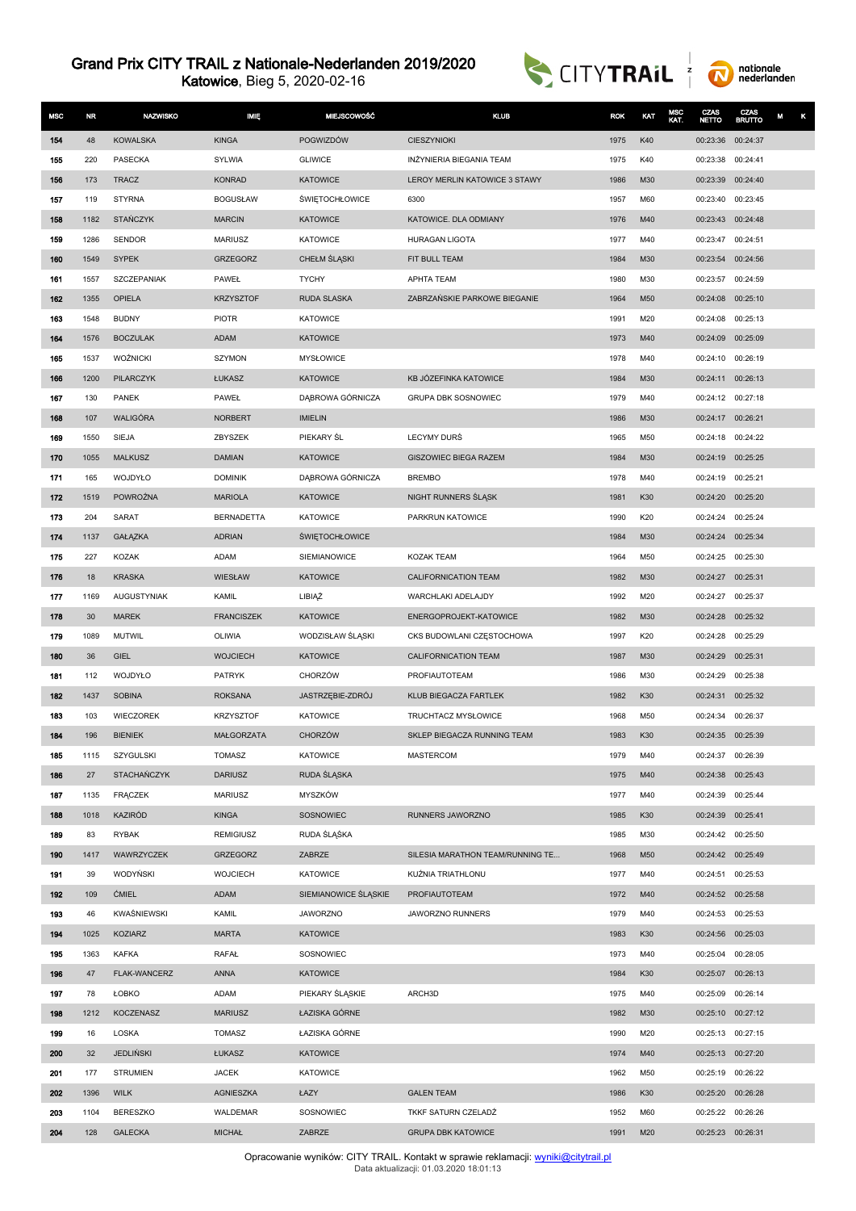# Grand Prix CITY TRAIL z Nationale-Nederlanden 2019/2020

**Katowice**, Bieg 5, 2020-02-16

| MSC | NR | NAZWISKO | IMIĘ | MIEJSCOWOŚĆ | KLUB | ROK | KAT | MSC KAT. | CZAS NETTO | CZAS BRUTTO | M | K |
|---|---|---|---|---|---|---|---|---|---|---|---|---|
| 154 | 48 | KOWALSKA | KINGA | POGWIZDÓW | CIESZYNIOKI | 1975 | K40 | | 00:23:36 | 00:24:37 | | |
| 155 | 220 | PASECKA | SYLWIA | GLIWICE | INŻYNIERIA BIEGANIA TEAM | 1975 | K40 | | 00:23:38 | 00:24:41 | | |
| 156 | 173 | TRACZ | KONRAD | KATOWICE | LEROY MERLIN KATOWICE 3 STAWY | 1986 | M30 | | 00:23:39 | 00:24:40 | | |
| 157 | 119 | STYRNA | BOGUSŁAW | ŚWIĘTOCHŁOWICE | 6300 | 1957 | M60 | | 00:23:40 | 00:23:45 | | |
| 158 | 1182 | STAŃCZYK | MARCIN | KATOWICE | KATOWICE. DLA ODMIANY | 1976 | M40 | | 00:23:43 | 00:24:48 | | |
| 159 | 1286 | SENDOR | MARIUSZ | KATOWICE | HURAGAN LIGOTA | 1977 | M40 | | 00:23:47 | 00:24:51 | | |
| 160 | 1549 | SYPEK | GRZEGORZ | CHEŁM ŚLĄSKI | FIT BULL TEAM | 1984 | M30 | | 00:23:54 | 00:24:56 | | |
| 161 | 1557 | SZCZEPANIAK | PAWEŁ | TYCHY | APHTA TEAM | 1980 | M30 | | 00:23:57 | 00:24:59 | | |
| 162 | 1355 | OPIELA | KRZYSZTOF | RUDA SLASKA | ZABRZAŃSKIE PARKOWE BIEGANIE | 1964 | M50 | | 00:24:08 | 00:25:10 | | |
| 163 | 1548 | BUDNY | PIOTR | KATOWICE | | 1991 | M20 | | 00:24:08 | 00:25:13 | | |
| 164 | 1576 | BOCZULAK | ADAM | KATOWICE | | 1973 | M40 | | 00:24:09 | 00:25:09 | | |
| 165 | 1537 | WOŹNICKI | SZYMON | MYSŁOWICE | | 1978 | M40 | | 00:24:10 | 00:26:19 | | |
| 166 | 1200 | PILARCZYK | ŁUKASZ | KATOWICE | KB JÓZEFINKA KATOWICE | 1984 | M30 | | 00:24:11 | 00:26:13 | | |
| 167 | 130 | PANEK | PAWEŁ | DĄBROWA GÓRNICZA | GRUPA DBK SOSNOWIEC | 1979 | M40 | | 00:24:12 | 00:27:18 | | |
| 168 | 107 | WALIGÓRA | NORBERT | IMIELIN | | 1986 | M30 | | 00:24:17 | 00:26:21 | | |
| 169 | 1550 | SIEJA | ZBYSZEK | PIEKARY ŚL | LECYMY DURŚ | 1965 | M50 | | 00:24:18 | 00:24:22 | | |
| 170 | 1055 | MALKUSZ | DAMIAN | KATOWICE | GISZOWIEC BIEGA RAZEM | 1984 | M30 | | 00:24:19 | 00:25:25 | | |
| 171 | 165 | WOJDYŁO | DOMINIK | DĄBROWA GÓRNICZA | BREMBO | 1978 | M40 | | 00:24:19 | 00:25:21 | | |
| 172 | 1519 | POWROŹNA | MARIOLA | KATOWICE | NIGHT RUNNERS ŚLĄSK | 1981 | K30 | | 00:24:20 | 00:25:20 | | |
| 173 | 204 | SARAT | BERNADETTA | KATOWICE | PARKRUN KATOWICE | 1990 | K20 | | 00:24:24 | 00:25:24 | | |
| 174 | 1137 | GAŁĄZKA | ADRIAN | ŚWIĘTOCHŁOWICE | | 1984 | M30 | | 00:24:24 | 00:25:34 | | |
| 175 | 227 | KOZAK | ADAM | SIEMIANOWICE | KOZAK TEAM | 1964 | M50 | | 00:24:25 | 00:25:30 | | |
| 176 | 18 | KRASKA | WIESŁAW | KATOWICE | CALIFORNICATION TEAM | 1982 | M30 | | 00:24:27 | 00:25:31 | | |
| 177 | 1169 | AUGUSTYNIAK | KAMIL | LIBIĄŻ | WARCHLAKI ADELAJDY | 1992 | M20 | | 00:24:27 | 00:25:37 | | |
| 178 | 30 | MAREK | FRANCISZEK | KATOWICE | ENERGOPROJEKT-KATOWICE | 1982 | M30 | | 00:24:28 | 00:25:32 | | |
| 179 | 1089 | MUTWIL | OLIWIA | WODZISŁAW ŚLĄSKI | CKS BUDOWLANI CZĘSTOCHOWA | 1997 | K20 | | 00:24:28 | 00:25:29 | | |
| 180 | 36 | GIEL | WOJCIECH | KATOWICE | CALIFORNICATION TEAM | 1987 | M30 | | 00:24:29 | 00:25:31 | | |
| 181 | 112 | WOJDYŁO | PATRYK | CHORZÓW | PROFIAUTOTEAM | 1986 | M30 | | 00:24:29 | 00:25:38 | | |
| 182 | 1437 | SOBINA | ROKSANA | JASTRZĘBIE-ZDRÓJ | KLUB BIEGACZA FARTLEK | 1982 | K30 | | 00:24:31 | 00:25:32 | | |
| 183 | 103 | WIECZOREK | KRZYSZTOF | KATOWICE | TRUCHTACZ MYSŁOWICE | 1968 | M50 | | 00:24:34 | 00:26:37 | | |
| 184 | 196 | BIENIEK | MAŁGORZATA | CHORZÓW | SKLEP BIEGACZA RUNNING TEAM | 1983 | K30 | | 00:24:35 | 00:25:39 | | |
| 185 | 1115 | SZYGULSKI | TOMASZ | KATOWICE | MASTERCOM | 1979 | M40 | | 00:24:37 | 00:26:39 | | |
| 186 | 27 | STACHAŃCZYK | DARIUSZ | RUDA ŚLĄSKA | | 1975 | M40 | | 00:24:38 | 00:25:43 | | |
| 187 | 1135 | FRĄCZEK | MARIUSZ | MYSZKÓW | | 1977 | M40 | | 00:24:39 | 00:25:44 | | |
| 188 | 1018 | KAZIRÓD | KINGA | SOSNOWIEC | RUNNERS JAWORZNO | 1985 | K30 | | 00:24:39 | 00:25:41 | | |
| 189 | 83 | RYBAK | REMIGIUSZ | RUDA ŚLĄSKA | | 1985 | M30 | | 00:24:42 | 00:25:50 | | |
| 190 | 1417 | WAWRZYCZEK | GRZEGORZ | ZABRZE | SILESIA MARATHON TEAM/RUNNING TE... | 1968 | M50 | | 00:24:42 | 00:25:49 | | |
| 191 | 39 | WODYŃSKI | WOJCIECH | KATOWICE | KUŹNIA TRIATHLONU | 1977 | M40 | | 00:24:51 | 00:25:53 | | |
| 192 | 109 | ĆMIEL | ADAM | SIEMIANOWICE ŚLĄSKIE | PROFIAUTOTEAM | 1972 | M40 | | 00:24:52 | 00:25:58 | | |
| 193 | 46 | KWAŚNIEWSKI | KAMIL | JAWORZNO | JAWORZNO RUNNERS | 1979 | M40 | | 00:24:53 | 00:25:53 | | |
| 194 | 1025 | KOZIARZ | MARTA | KATOWICE | | 1983 | K30 | | 00:24:56 | 00:25:03 | | |
| 195 | 1363 | KAFKA | RAFAŁ | SOSNOWIEC | | 1973 | M40 | | 00:25:04 | 00:28:05 | | |
| 196 | 47 | FLAK-WANCERZ | ANNA | KATOWICE | | 1984 | K30 | | 00:25:07 | 00:26:13 | | |
| 197 | 78 | ŁOBKO | ADAM | PIEKARY ŚLĄSKIE | ARCH3D | 1975 | M40 | | 00:25:09 | 00:26:14 | | |
| 198 | 1212 | KOCZENASZ | MARIUSZ | ŁAZISKA GÓRNE | | 1982 | M30 | | 00:25:10 | 00:27:12 | | |
| 199 | 16 | LOSKA | TOMASZ | ŁAZISKA GÓRNE | | 1990 | M20 | | 00:25:13 | 00:27:15 | | |
| 200 | 32 | JEDLIŃSKI | ŁUKASZ | KATOWICE | | 1974 | M40 | | 00:25:13 | 00:27:20 | | |
| 201 | 177 | STRUMIEN | JACEK | KATOWICE | | 1962 | M50 | | 00:25:19 | 00:26:22 | | |
| 202 | 1396 | WILK | AGNIESZKA | ŁAZY | GALEN TEAM | 1986 | K30 | | 00:25:20 | 00:26:28 | | |
| 203 | 1104 | BERESZKO | WALDEMAR | SOSNOWIEC | TKKF SATURN CZELADŹ | 1952 | M60 | | 00:25:22 | 00:26:26 | | |
| 204 | 128 | GALECKA | MICHAŁ | ZABRZE | GRUPA DBK KATOWICE | 1991 | M20 | | 00:25:23 | 00:26:31 | | |

Opracowanie wyników: CITY TRAIL. Kontakt w sprawie reklamacji: wyniki@citytrail.pl
Data aktualizacji: 01.03.2020 18:01:13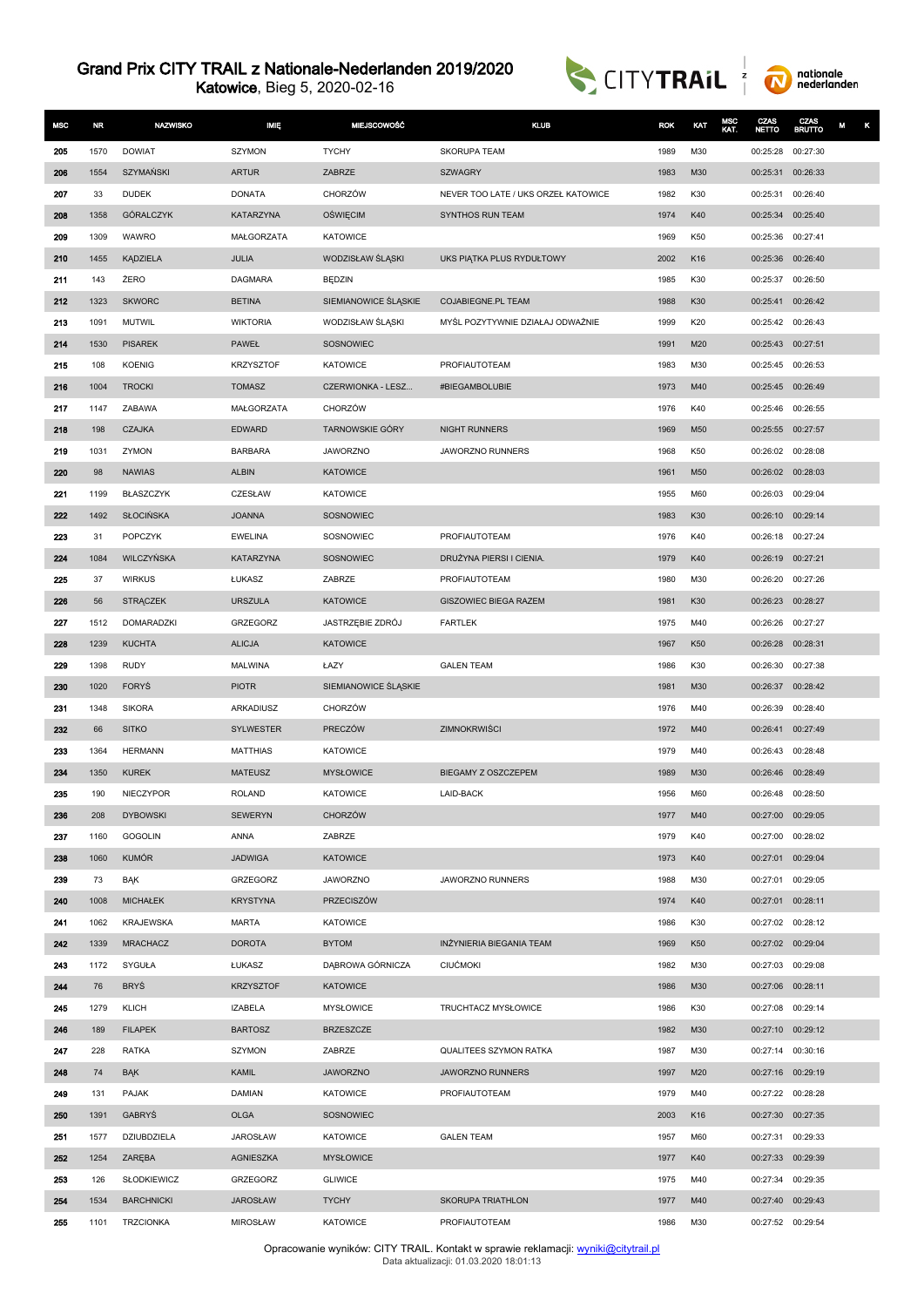# Grand Prix CITY TRAIL z Nationale-Nederlanden 2019/2020

**Katowice**, Bieg 5, 2020-02-16

| MSC | NR | NAZWISKO | IMIĘ | MIEJSCOWOŚĆ | KLUB | ROK | KAT | MSC KAT. | CZAS NETTO | CZAS BRUTTO | M | K |
|---|---|---|---|---|---|---|---|---|---|---|---|---|
| 205 | 1570 | DOWIAT | SZYMON | TYCHY | SKORUPA TEAM | 1989 | M30 | | 00:25:28 | 00:27:30 | | |
| 206 | 1554 | SZYMAŃSKI | ARTUR | ZABRZE | SZWAGRY | 1983 | M30 | | 00:25:31 | 00:26:33 | | |
| 207 | 33 | DUDEK | DONATA | CHORZÓW | NEVER TOO LATE / UKS ORZEŁ KATOWICE | 1982 | K30 | | 00:25:31 | 00:26:40 | | |
| 208 | 1358 | GÓRALCZYK | KATARZYNA | OŚWIĘCIM | SYNTHOS RUN TEAM | 1974 | K40 | | 00:25:34 | 00:25:40 | | |
| 209 | 1309 | WAWRO | MAŁGORZATA | KATOWICE | | 1969 | K50 | | 00:25:36 | 00:27:41 | | |
| 210 | 1455 | KĄDZIELA | JULIA | WODZISŁAW ŚLĄSKI | UKS PIĄTKA PLUS RYDUŁTOWY | 2002 | K16 | | 00:25:36 | 00:26:40 | | |
| 211 | 143 | ŻERO | DAGMARA | BĘDZIN | | 1985 | K30 | | 00:25:37 | 00:26:50 | | |
| 212 | 1323 | SKWORC | BETINA | SIEMIANOWICE ŚLĄSKIE | COJABIEGNE.PL TEAM | 1988 | K30 | | 00:25:41 | 00:26:42 | | |
| 213 | 1091 | MUTWIL | WIKTORIA | WODZISŁAW ŚLĄSKI | MYŚL POZYTYWNIE DZIAŁAJ ODWAŻNIE | 1999 | K20 | | 00:25:42 | 00:26:43 | | |
| 214 | 1530 | PISAREK | PAWEŁ | SOSNOWIEC | | 1991 | M20 | | 00:25:43 | 00:27:51 | | |
| 215 | 108 | KOENIG | KRZYSZTOF | KATOWICE | PROFIAUTOTEAM | 1983 | M30 | | 00:25:45 | 00:26:53 | | |
| 216 | 1004 | TROCKI | TOMASZ | CZERWIONKA - LESZ... | #BIEGAMBOLUBIE | 1973 | M40 | | 00:25:45 | 00:26:49 | | |
| 217 | 1147 | ZABAWA | MAŁGORZATA | CHORZÓW | | 1976 | K40 | | 00:25:46 | 00:26:55 | | |
| 218 | 198 | CZAJKA | EDWARD | TARNOWSKIE GÓRY | NIGHT RUNNERS | 1969 | M50 | | 00:25:55 | 00:27:57 | | |
| 219 | 1031 | ZYMON | BARBARA | JAWORZNO | JAWORZNO RUNNERS | 1968 | K50 | | 00:26:02 | 00:28:08 | | |
| 220 | 98 | NAWIAS | ALBIN | KATOWICE | | 1961 | M50 | | 00:26:02 | 00:28:03 | | |
| 221 | 1199 | BŁASZCZYK | CZESŁAW | KATOWICE | | 1955 | M60 | | 00:26:03 | 00:29:04 | | |
| 222 | 1492 | SŁOCIŃSKA | JOANNA | SOSNOWIEC | | 1983 | K30 | | 00:26:10 | 00:29:14 | | |
| 223 | 31 | POPCZYK | EWELINA | SOSNOWIEC | PROFIAUTOTEAM | 1976 | K40 | | 00:26:18 | 00:27:24 | | |
| 224 | 1084 | WILCZYŃSKA | KATARZYNA | SOSNOWIEC | DRUŻYNA PIERSI I CIENIA. | 1979 | K40 | | 00:26:19 | 00:27:21 | | |
| 225 | 37 | WIRKUS | ŁUKASZ | ZABRZE | PROFIAUTOTEAM | 1980 | M30 | | 00:26:20 | 00:27:26 | | |
| 226 | 56 | STRĄCZEK | URSZULA | KATOWICE | GISZOWIEC BIEGA RAZEM | 1981 | K30 | | 00:26:23 | 00:28:27 | | |
| 227 | 1512 | DOMARADZKI | GRZEGORZ | JASTRZĘBIE ZDRÓJ | FARTLEK | 1975 | M40 | | 00:26:26 | 00:27:27 | | |
| 228 | 1239 | KUCHTA | ALICJA | KATOWICE | | 1967 | K50 | | 00:26:28 | 00:28:31 | | |
| 229 | 1398 | RUDY | MALWINA | ŁAZY | GALEN TEAM | 1986 | K30 | | 00:26:30 | 00:27:38 | | |
| 230 | 1020 | FORYŚ | PIOTR | SIEMIANOWICE ŚLĄSKIE | | 1981 | M30 | | 00:26:37 | 00:28:42 | | |
| 231 | 1348 | SIKORA | ARKADIUSZ | CHORZÓW | | 1976 | M40 | | 00:26:39 | 00:28:40 | | |
| 232 | 66 | SITKO | SYLWESTER | PRECZÓW | ZIMNOKRWIŚCI | 1972 | M40 | | 00:26:41 | 00:27:49 | | |
| 233 | 1364 | HERMANN | MATTHIAS | KATOWICE | | 1979 | M40 | | 00:26:43 | 00:28:48 | | |
| 234 | 1350 | KUREK | MATEUSZ | MYSŁOWICE | BIEGAMY Z OSZCZEPEM | 1989 | M30 | | 00:26:46 | 00:28:49 | | |
| 235 | 190 | NIECZYPOR | ROLAND | KATOWICE | LAID-BACK | 1956 | M60 | | 00:26:48 | 00:28:50 | | |
| 236 | 208 | DYBOWSKI | SEWERYN | CHORZÓW | | 1977 | M40 | | 00:27:00 | 00:29:05 | | |
| 237 | 1160 | GOGOLIN | ANNA | ZABRZE | | 1979 | K40 | | 00:27:00 | 00:28:02 | | |
| 238 | 1060 | KUMÓR | JADWIGA | KATOWICE | | 1973 | K40 | | 00:27:01 | 00:29:04 | | |
| 239 | 73 | BĄK | GRZEGORZ | JAWORZNO | JAWORZNO RUNNERS | 1988 | M30 | | 00:27:01 | 00:29:05 | | |
| 240 | 1008 | MICHAŁEK | KRYSTYNA | PRZECISZÓW | | 1974 | K40 | | 00:27:01 | 00:28:11 | | |
| 241 | 1062 | KRAJEWSKA | MARTA | KATOWICE | | 1986 | K30 | | 00:27:02 | 00:28:12 | | |
| 242 | 1339 | MRACHACZ | DOROTA | BYTOM | INŻYNIERIA BIEGANIA TEAM | 1969 | K50 | | 00:27:02 | 00:29:04 | | |
| 243 | 1172 | SYGUŁA | ŁUKASZ | DĄBROWA GÓRNICZA | CIUĆMOKI | 1982 | M30 | | 00:27:03 | 00:29:08 | | |
| 244 | 76 | BRYŚ | KRZYSZTOF | KATOWICE | | 1986 | M30 | | 00:27:06 | 00:28:11 | | |
| 245 | 1279 | KLICH | IZABELA | MYSŁOWICE | TRUCHTACZ MYSŁOWICE | 1986 | K30 | | 00:27:08 | 00:29:14 | | |
| 246 | 189 | FILAPEK | BARTOSZ | BRZESZCZE | | 1982 | M30 | | 00:27:10 | 00:29:12 | | |
| 247 | 228 | RATKA | SZYMON | ZABRZE | QUALITEES SZYMON RATKA | 1987 | M30 | | 00:27:14 | 00:30:16 | | |
| 248 | 74 | BĄK | KAMIL | JAWORZNO | JAWORZNO RUNNERS | 1997 | M20 | | 00:27:16 | 00:29:19 | | |
| 249 | 131 | PAJAK | DAMIAN | KATOWICE | PROFIAUTOTEAM | 1979 | M40 | | 00:27:22 | 00:28:28 | | |
| 250 | 1391 | GABRYŚ | OLGA | SOSNOWIEC | | 2003 | K16 | | 00:27:30 | 00:27:35 | | |
| 251 | 1577 | DZIUBDZIELA | JAROSŁAW | KATOWICE | GALEN TEAM | 1957 | M60 | | 00:27:31 | 00:29:33 | | |
| 252 | 1254 | ZARĘBA | AGNIESZKA | MYSŁOWICE | | 1977 | K40 | | 00:27:33 | 00:29:39 | | |
| 253 | 126 | SŁODKIEWICZ | GRZEGORZ | GLIWICE | | 1975 | M40 | | 00:27:34 | 00:29:35 | | |
| 254 | 1534 | BARCHNICKI | JAROSŁAW | TYCHY | SKORUPA TRIATHLON | 1977 | M40 | | 00:27:40 | 00:29:43 | | |
| 255 | 1101 | TRZCIONKA | MIROSŁAW | KATOWICE | PROFIAUTOTEAM | 1986 | M30 | | 00:27:52 | 00:29:54 | | |

Opracowanie wyników: CITY TRAIL. Kontakt w sprawie reklamacji: wyniki@citytrail.pl
Data aktualizacji: 01.03.2020 18:01:13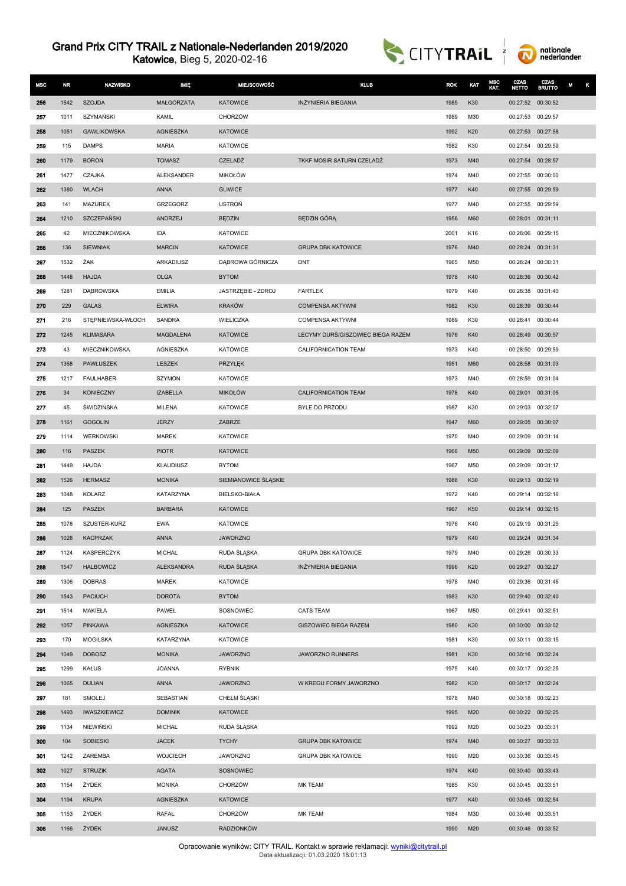# Grand Prix CITY TRAIL z Nationale-Nederlanden 2019/2020

**Katowice**, Bieg 5, 2020-02-16

| MSC | NR | NAZWISKO | IMIĘ | MIEJSCOWOŚĆ | KLUB | ROK | KAT | MSC KAT. | CZAS NETTO | CZAS BRUTTO | M | K |
|---|---|---|---|---|---|---|---|---|---|---|---|---|
| 256 | 1542 | SZOJDA | MAŁGORZATA | KATOWICE | INŻYNIERIA BIEGANIA | 1985 | K30 | | 00:27:52 | 00:30:52 | | |
| 257 | 1011 | SZYMAŃSKI | KAMIL | CHORZÓW | | 1989 | M30 | | 00:27:53 | 00:29:57 | | |
| 258 | 1051 | GAWLIKOWSKA | AGNIESZKA | KATOWICE | | 1992 | K20 | | 00:27:53 | 00:27:58 | | |
| 259 | 115 | DAMPS | MARIA | KATOWICE | | 1982 | K30 | | 00:27:54 | 00:29:59 | | |
| 260 | 1179 | BOROŃ | TOMASZ | CZELADŹ | TKKF MOSIR SATURN CZELADŹ | 1973 | M40 | | 00:27:54 | 00:28:57 | | |
| 261 | 1477 | CZAJKA | ALEKSANDER | MIKOŁÓW | | 1974 | M40 | | 00:27:55 | 00:30:00 | | |
| 262 | 1380 | WLACH | ANNA | GLIWICE | | 1977 | K40 | | 00:27:55 | 00:29:59 | | |
| 263 | 141 | MAZUREK | GRZEGORZ | USTROŃ | | 1977 | M40 | | 00:27:55 | 00:29:59 | | |
| 264 | 1210 | SZCZEPAŃSKI | ANDRZEJ | BĘDZIN | BĘDZIN GÓRĄ | 1956 | M60 | | 00:28:01 | 00:31:11 | | |
| 265 | 42 | MIECZNIKOWSKA | IDA | KATOWICE | | 2001 | K16 | | 00:28:06 | 00:29:15 | | |
| 266 | 136 | SIEWNIAK | MARCIN | KATOWICE | GRUPA DBK KATOWICE | 1976 | M40 | | 00:28:24 | 00:31:31 | | |
| 267 | 1532 | ŻAK | ARKADIUSZ | DĄBROWA GÓRNICZA | DNT | 1965 | M50 | | 00:28:24 | 00:30:31 | | |
| 268 | 1448 | HAJDA | OLGA | BYTOM | | 1978 | K40 | | 00:28:36 | 00:30:42 | | |
| 269 | 1281 | DĄBROWSKA | EMILIA | JASTRZĘBIE - ZDROJ | FARTLEK | 1979 | K40 | | 00:28:38 | 00:31:40 | | |
| 270 | 229 | GALAS | ELWIRA | KRAKÓW | COMPENSA AKTYWNI | 1982 | K30 | | 00:28:39 | 00:30:44 | | |
| 271 | 216 | STĘPNIEWSKA-WŁOCH | SANDRA | WIELICZKA | COMPENSA AKTYWNI | 1989 | K30 | | 00:28:41 | 00:30:44 | | |
| 272 | 1245 | KLIMASARA | MAGDALENA | KATOWICE | LECYMY DURŚ/GISZOWIEC BIEGA RAZEM | 1976 | K40 | | 00:28:49 | 00:30:57 | | |
| 273 | 43 | MIECZNIKOWSKA | AGNIESZKA | KATOWICE | CALIFORNICATION TEAM | 1973 | K40 | | 00:28:50 | 00:29:59 | | |
| 274 | 1368 | PAWŁUSZEK | LESZEK | PRZYŁĘK | | 1951 | M60 | | 00:28:58 | 00:31:03 | | |
| 275 | 1217 | FAULHABER | SZYMON | KATOWICE | | 1973 | M40 | | 00:28:59 | 00:31:04 | | |
| 276 | 34 | KONIECZNY | IZABELLA | MIKOŁÓW | CALIFORNICATION TEAM | 1978 | K40 | | 00:29:01 | 00:31:05 | | |
| 277 | 45 | ŚWIDZIŃSKA | MILENA | KATOWICE | BYLE DO PRZODU | 1987 | K30 | | 00:29:03 | 00:32:07 | | |
| 278 | 1161 | GOGOLIN | JERZY | ZABRZE | | 1947 | M60 | | 00:29:05 | 00:30:07 | | |
| 279 | 1114 | WERKOWSKI | MAREK | KATOWICE | | 1970 | M40 | | 00:29:09 | 00:31:14 | | |
| 280 | 116 | PASZEK | PIOTR | KATOWICE | | 1966 | M50 | | 00:29:09 | 00:32:09 | | |
| 281 | 1449 | HAJDA | KLAUDIUSZ | BYTOM | | 1967 | M50 | | 00:29:09 | 00:31:17 | | |
| 282 | 1526 | HERMASZ | MONIKA | SIEMIANOWICE ŚLĄSKIE | | 1988 | K30 | | 00:29:13 | 00:32:19 | | |
| 283 | 1048 | KOLARZ | KATARZYNA | BIELSKO-BIAŁA | | 1972 | K40 | | 00:29:14 | 00:32:16 | | |
| 284 | 125 | PASZEK | BARBARA | KATOWICE | | 1967 | K50 | | 00:29:14 | 00:32:15 | | |
| 285 | 1078 | SZUSTER-KURZ | EWA | KATOWICE | | 1976 | K40 | | 00:29:19 | 00:31:25 | | |
| 286 | 1028 | KACPRZAK | ANNA | JAWORZNO | | 1979 | K40 | | 00:29:24 | 00:31:34 | | |
| 287 | 1124 | KASPERCZYK | MICHAŁ | RUDA ŚLĄSKA | GRUPA DBK KATOWICE | 1979 | M40 | | 00:29:26 | 00:30:33 | | |
| 288 | 1547 | HALBOWICZ | ALEKSANDRA | RUDA ŚLĄSKA | INŻYNIERIA BIEGANIA | 1996 | K20 | | 00:29:27 | 00:32:27 | | |
| 289 | 1306 | DOBRAS | MAREK | KATOWICE | | 1978 | M40 | | 00:29:36 | 00:31:45 | | |
| 290 | 1543 | PACIUCH | DOROTA | BYTOM | | 1983 | K30 | | 00:29:40 | 00:32:40 | | |
| 291 | 1514 | MAKIEŁA | PAWEŁ | SOSNOWIEC | CATS TEAM | 1967 | M50 | | 00:29:41 | 00:32:51 | | |
| 292 | 1057 | PINKAWA | AGNIESZKA | KATOWICE | GISZOWIEC BIEGA RAZEM | 1980 | K30 | | 00:30:00 | 00:33:02 | | |
| 293 | 170 | MOGILSKA | KATARZYNA | KATOWICE | | 1981 | K30 | | 00:30:11 | 00:33:15 | | |
| 294 | 1049 | DOBOSZ | MONIKA | JAWORZNO | JAWORZNO RUNNERS | 1981 | K30 | | 00:30:16 | 00:32:24 | | |
| 295 | 1299 | KAŁUS | JOANNA | RYBNIK | | 1975 | K40 | | 00:30:17 | 00:32:25 | | |
| 296 | 1065 | DULIAN | ANNA | JAWORZNO | W KREGU FORMY JAWORZNO | 1982 | K30 | | 00:30:17 | 00:32:24 | | |
| 297 | 181 | SMOLEJ | SEBASTIAN | CHEŁM ŚLĄSKI | | 1978 | M40 | | 00:30:18 | 00:32:23 | | |
| 298 | 1493 | IWASZKIEWICZ | DOMINIK | KATOWICE | | 1995 | M20 | | 00:30:22 | 00:32:25 | | |
| 299 | 1134 | NIEWIŃSKI | MICHAŁ | RUDA ŚLĄSKA | | 1992 | M20 | | 00:30:23 | 00:33:31 | | |
| 300 | 104 | SOBIESKI | JACEK | TYCHY | GRUPA DBK KATOWICE | 1974 | M40 | | 00:30:27 | 00:33:33 | | |
| 301 | 1242 | ZAREMBA | WOJCIECH | JAWORZNO | GRUPA DBK KATOWICE | 1990 | M20 | | 00:30:36 | 00:33:45 | | |
| 302 | 1027 | STRUZIK | AGATA | SOSNOWIEC | | 1974 | K40 | | 00:30:40 | 00:33:43 | | |
| 303 | 1154 | ŻYDEK | MONIKA | CHORZÓW | MK TEAM | 1985 | K30 | | 00:30:45 | 00:33:51 | | |
| 304 | 1194 | KRUPA | AGNIESZKA | KATOWICE | | 1977 | K40 | | 00:30:45 | 00:32:54 | | |
| 305 | 1153 | ŻYDEK | RAFAŁ | CHORZÓW | MK TEAM | 1984 | M30 | | 00:30:46 | 00:33:51 | | |
| 306 | 1166 | ŻYDEK | JANUSZ | RADZIONKÓW | | 1990 | M20 | | 00:30:46 | 00:33:52 | | |

Opracowanie wyników: CITY TRAIL. Kontakt w sprawie reklamacji: wyniki@citytrail.pl
Data aktualizacji: 01.03.2020 18:01:13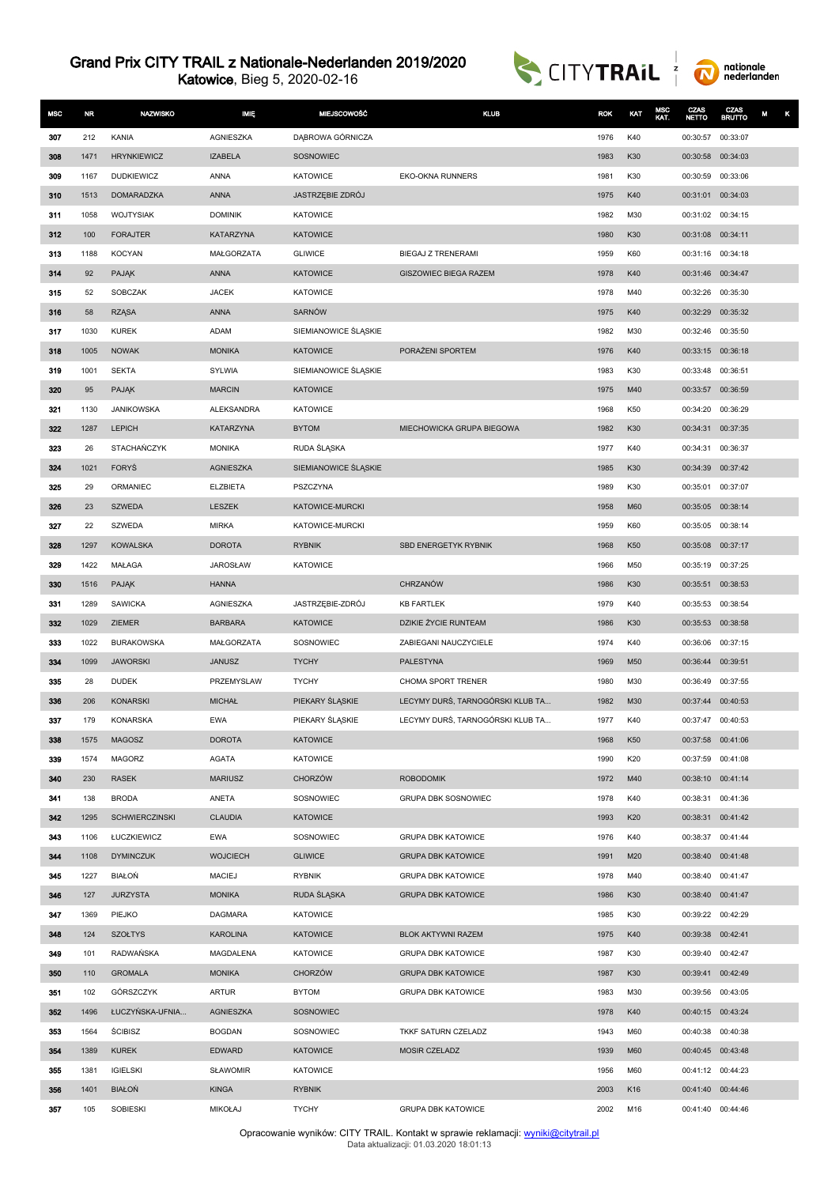# Grand Prix CITY TRAIL z Nationale-Nederlanden 2019/2020

**Katowice**, Bieg 5, 2020-02-16

| MSC | NR | NAZWISKO | IMIĘ | MIEJSCOWOŚĆ | KLUB | ROK | KAT | MSC KAT. | CZAS NETTO | CZAS BRUTTO | M | K |
|---|---|---|---|---|---|---|---|---|---|---|---|---|
| 307 | 212 | KANIA | AGNIESZKA | DĄBROWA GÓRNICZA | | 1976 | K40 | | 00:30:57 | 00:33:07 | | |
| 308 | 1471 | HRYNKIEWICZ | IZABELA | SOSNOWIEC | | 1983 | K30 | | 00:30:58 | 00:34:03 | | |
| 309 | 1167 | DUDKIEWICZ | ANNA | KATOWICE | EKO-OKNA RUNNERS | 1981 | K30 | | 00:30:59 | 00:33:06 | | |
| 310 | 1513 | DOMARADZKA | ANNA | JASTRZĘBIE ZDRÓJ | | 1975 | K40 | | 00:31:01 | 00:34:03 | | |
| 311 | 1058 | WOJTYSIAK | DOMINIK | KATOWICE | | 1982 | M30 | | 00:31:02 | 00:34:15 | | |
| 312 | 100 | FORAJTER | KATARZYNA | KATOWICE | | 1980 | K30 | | 00:31:08 | 00:34:11 | | |
| 313 | 1188 | KOCYAN | MAŁGORZATA | GLIWICE | BIEGAJ Z TRENERAMI | 1959 | K60 | | 00:31:16 | 00:34:18 | | |
| 314 | 92 | PAJĄK | ANNA | KATOWICE | GISZOWIEC BIEGA RAZEM | 1978 | K40 | | 00:31:46 | 00:34:47 | | |
| 315 | 52 | SOBCZAK | JACEK | KATOWICE | | 1978 | M40 | | 00:32:26 | 00:35:30 | | |
| 316 | 58 | RZĄSA | ANNA | SARNÓW | | 1975 | K40 | | 00:32:29 | 00:35:32 | | |
| 317 | 1030 | KUREK | ADAM | SIEMIANOWICE ŚLĄSKIE | | 1982 | M30 | | 00:32:46 | 00:35:50 | | |
| 318 | 1005 | NOWAK | MONIKA | KATOWICE | PORAŻENI SPORTEM | 1976 | K40 | | 00:33:15 | 00:36:18 | | |
| 319 | 1001 | SEKTA | SYLWIA | SIEMIANOWICE ŚLĄSKIE | | 1983 | K30 | | 00:33:48 | 00:36:51 | | |
| 320 | 95 | PAJĄK | MARCIN | KATOWICE | | 1975 | M40 | | 00:33:57 | 00:36:59 | | |
| 321 | 1130 | JANIKOWSKA | ALEKSANDRA | KATOWICE | | 1968 | K50 | | 00:34:20 | 00:36:29 | | |
| 322 | 1287 | LEPICH | KATARZYNA | BYTOM | MIECHOWICKA GRUPA BIEGOWA | 1982 | K30 | | 00:34:31 | 00:37:35 | | |
| 323 | 26 | STACHAŃCZYK | MONIKA | RUDA ŚLĄSKA | | 1977 | K40 | | 00:34:31 | 00:36:37 | | |
| 324 | 1021 | FORYŚ | AGNIESZKA | SIEMIANOWICE ŚLĄSKIE | | 1985 | K30 | | 00:34:39 | 00:37:42 | | |
| 325 | 29 | ORMANIEC | ELZBIETA | PSZCZYNA | | 1989 | K30 | | 00:35:01 | 00:37:07 | | |
| 326 | 23 | SZWEDA | LESZEK | KATOWICE-MURCKI | | 1958 | M60 | | 00:35:05 | 00:38:14 | | |
| 327 | 22 | SZWEDA | MIRKA | KATOWICE-MURCKI | | 1959 | K60 | | 00:35:05 | 00:38:14 | | |
| 328 | 1297 | KOWALSKA | DOROTA | RYBNIK | SBD ENERGETYK RYBNIK | 1968 | K50 | | 00:35:08 | 00:37:17 | | |
| 329 | 1422 | MAŁAGA | JAROSŁAW | KATOWICE | | 1966 | M50 | | 00:35:19 | 00:37:25 | | |
| 330 | 1516 | PAJĄK | HANNA | | CHRZANÓW | 1986 | K30 | | 00:35:51 | 00:38:53 | | |
| 331 | 1289 | SAWICKA | AGNIESZKA | JASTRZĘBIE-ZDRÓJ | KB FARTLEK | 1979 | K40 | | 00:35:53 | 00:38:54 | | |
| 332 | 1029 | ZIEMER | BARBARA | KATOWICE | DZIKIE ŻYCIE RUNTEAM | 1986 | K30 | | 00:35:53 | 00:38:58 | | |
| 333 | 1022 | BURAKOWSKA | MAŁGORZATA | SOSNOWIEC | ZABIEGANI NAUCZYCIELE | 1974 | K40 | | 00:36:06 | 00:37:15 | | |
| 334 | 1099 | JAWORSKI | JANUSZ | TYCHY | PALESTYNA | 1969 | M50 | | 00:36:44 | 00:39:51 | | |
| 335 | 28 | DUDEK | PRZEMYSLAW | TYCHY | CHOMA SPORT TRENER | 1980 | M30 | | 00:36:49 | 00:37:55 | | |
| 336 | 206 | KONARSKI | MICHAŁ | PIEKARY ŚLĄSKIE | LECYMY DURŚ, TARNOGÓRSKI KLUB TA... | 1982 | M30 | | 00:37:44 | 00:40:53 | | |
| 337 | 179 | KONARSKA | EWA | PIEKARY ŚLĄSKIE | LECYMY DURŚ, TARNOGÓRSKI KLUB TA... | 1977 | K40 | | 00:37:47 | 00:40:53 | | |
| 338 | 1575 | MAGOSZ | DOROTA | KATOWICE | | 1968 | K50 | | 00:37:58 | 00:41:06 | | |
| 339 | 1574 | MAGORZ | AGATA | KATOWICE | | 1990 | K20 | | 00:37:59 | 00:41:08 | | |
| 340 | 230 | RASEK | MARIUSZ | CHORZÓW | ROBODOMIK | 1972 | M40 | | 00:38:10 | 00:41:14 | | |
| 341 | 138 | BRODA | ANETA | SOSNOWIEC | GRUPA DBK SOSNOWIEC | 1978 | K40 | | 00:38:31 | 00:41:36 | | |
| 342 | 1295 | SCHWIERCZINSKI | CLAUDIA | KATOWICE | | 1993 | K20 | | 00:38:31 | 00:41:42 | | |
| 343 | 1106 | ŁUCZKIEWICZ | EWA | SOSNOWIEC | GRUPA DBK KATOWICE | 1976 | K40 | | 00:38:37 | 00:41:44 | | |
| 344 | 1108 | DYMINCZUK | WOJCIECH | GLIWICE | GRUPA DBK KATOWICE | 1991 | M20 | | 00:38:40 | 00:41:48 | | |
| 345 | 1227 | BIAŁOŃ | MACIEJ | RYBNIK | GRUPA DBK KATOWICE | 1978 | M40 | | 00:38:40 | 00:41:47 | | |
| 346 | 127 | JURZYSTA | MONIKA | RUDA ŚLĄSKA | GRUPA DBK KATOWICE | 1986 | K30 | | 00:38:40 | 00:41:47 | | |
| 347 | 1369 | PIEJKO | DAGMARA | KATOWICE | | 1985 | K30 | | 00:39:22 | 00:42:29 | | |
| 348 | 124 | SZOŁTYS | KAROLINA | KATOWICE | BLOK AKTYWNI RAZEM | 1975 | K40 | | 00:39:38 | 00:42:41 | | |
| 349 | 101 | RADWAŃSKA | MAGDALENA | KATOWICE | GRUPA DBK KATOWICE | 1987 | K30 | | 00:39:40 | 00:42:47 | | |
| 350 | 110 | GROMALA | MONIKA | CHORZÓW | GRUPA DBK KATOWICE | 1987 | K30 | | 00:39:41 | 00:42:49 | | |
| 351 | 102 | GÓRSZCZYK | ARTUR | BYTOM | GRUPA DBK KATOWICE | 1983 | M30 | | 00:39:56 | 00:43:05 | | |
| 352 | 1496 | ŁUCZYŃSKA-UFNIA... | AGNIESZKA | SOSNOWIEC | | 1978 | K40 | | 00:40:15 | 00:43:24 | | |
| 353 | 1564 | ŚCIBISZ | BOGDAN | SOSNOWIEC | TKKF SATURN CZELADZ | 1943 | M60 | | 00:40:38 | 00:40:38 | | |
| 354 | 1389 | KUREK | EDWARD | KATOWICE | MOSIR CZELADZ | 1939 | M60 | | 00:40:45 | 00:43:48 | | |
| 355 | 1381 | IGIELSKI | SŁAWOMIR | KATOWICE | | 1956 | M60 | | 00:41:12 | 00:44:23 | | |
| 356 | 1401 | BIAŁOŃ | KINGA | RYBNIK | | 2003 | K16 | | 00:41:40 | 00:44:46 | | |
| 357 | 105 | SOBIESKI | MIKOŁAJ | TYCHY | GRUPA DBK KATOWICE | 2002 | M16 | | 00:41:40 | 00:44:46 | | |

Opracowanie wyników: CITY TRAIL. Kontakt w sprawie reklamacji: wyniki@citytrail.pl
Data aktualizacji: 01.03.2020 18:01:13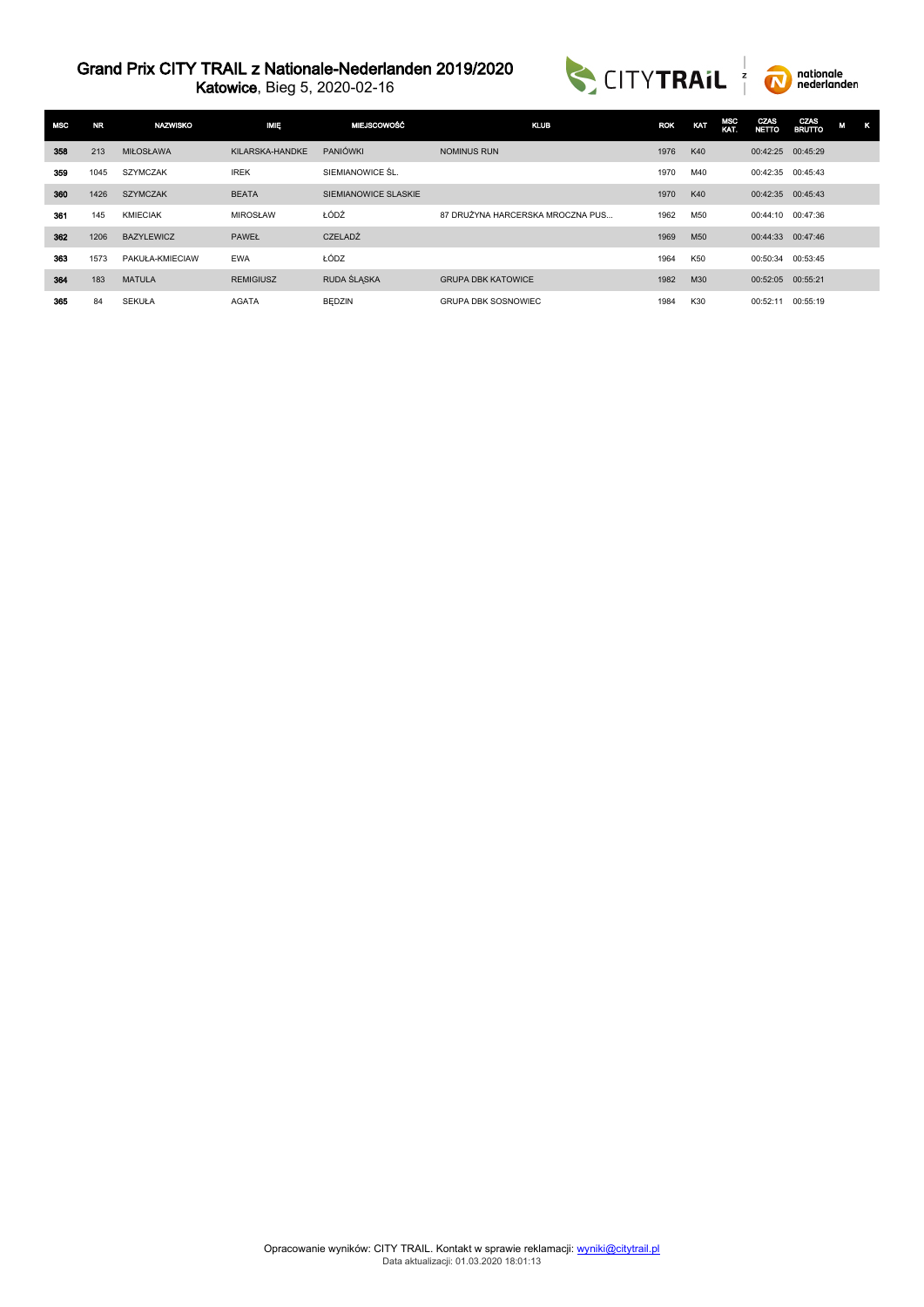# Grand Prix CITY TRAIL z Nationale-Nederlanden 2019/2020

**Katowice**, Bieg 5, 2020-02-16

| MSC | NR | NAZWISKO | IMIĘ | MIEJSCOWOŚĆ | KLUB | ROK | KAT | MSC KAT. | CZAS NETTO | CZAS BRUTTO | M | K |
|---|---|---|---|---|---|---|---|---|---|---|---|---|
| 358 | 213 | MIŁOSŁAWA | KILARSKA-HANDKE | PANIÓWKI | NOMINUS RUN | 1976 | K40 | | 00:42:25 | 00:45:29 | | |
| 359 | 1045 | SZYMCZAK | IREK | SIEMIANOWICE ŚL. | | 1970 | M40 | | 00:42:35 | 00:45:43 | | |
| 360 | 1426 | SZYMCZAK | BEATA | SIEMIANOWICE SLASKIE | | 1970 | K40 | | 00:42:35 | 00:45:43 | | |
| 361 | 145 | KMIECIAK | MIROSŁAW | ŁÓDŹ | 87 DRUŻYNA HARCERSKA MROCZNA PUS... | 1962 | M50 | | 00:44:10 | 00:47:36 | | |
| 362 | 1206 | BAZYLEWICZ | PAWEŁ | CZELADŹ | | 1969 | M50 | | 00:44:33 | 00:47:46 | | |
| 363 | 1573 | PAKUŁA-KMIECIAW | EWA | ŁÓDZ | | 1964 | K50 | | 00:50:34 | 00:53:45 | | |
| 364 | 183 | MATULA | REMIGIUSZ | RUDA ŚLĄSKA | GRUPA DBK KATOWICE | 1982 | M30 | | 00:52:05 | 00:55:21 | | |
| 365 | 84 | SEKUŁA | AGATA | BĘDZIN | GRUPA DBK SOSNOWIEC | 1984 | K30 | | 00:52:11 | 00:55:19 | | |

Opracowanie wyników: CITY TRAIL. Kontakt w sprawie reklamacji: wyniki@citytrail.pl
Data aktualizacji: 01.03.2020 18:01:13